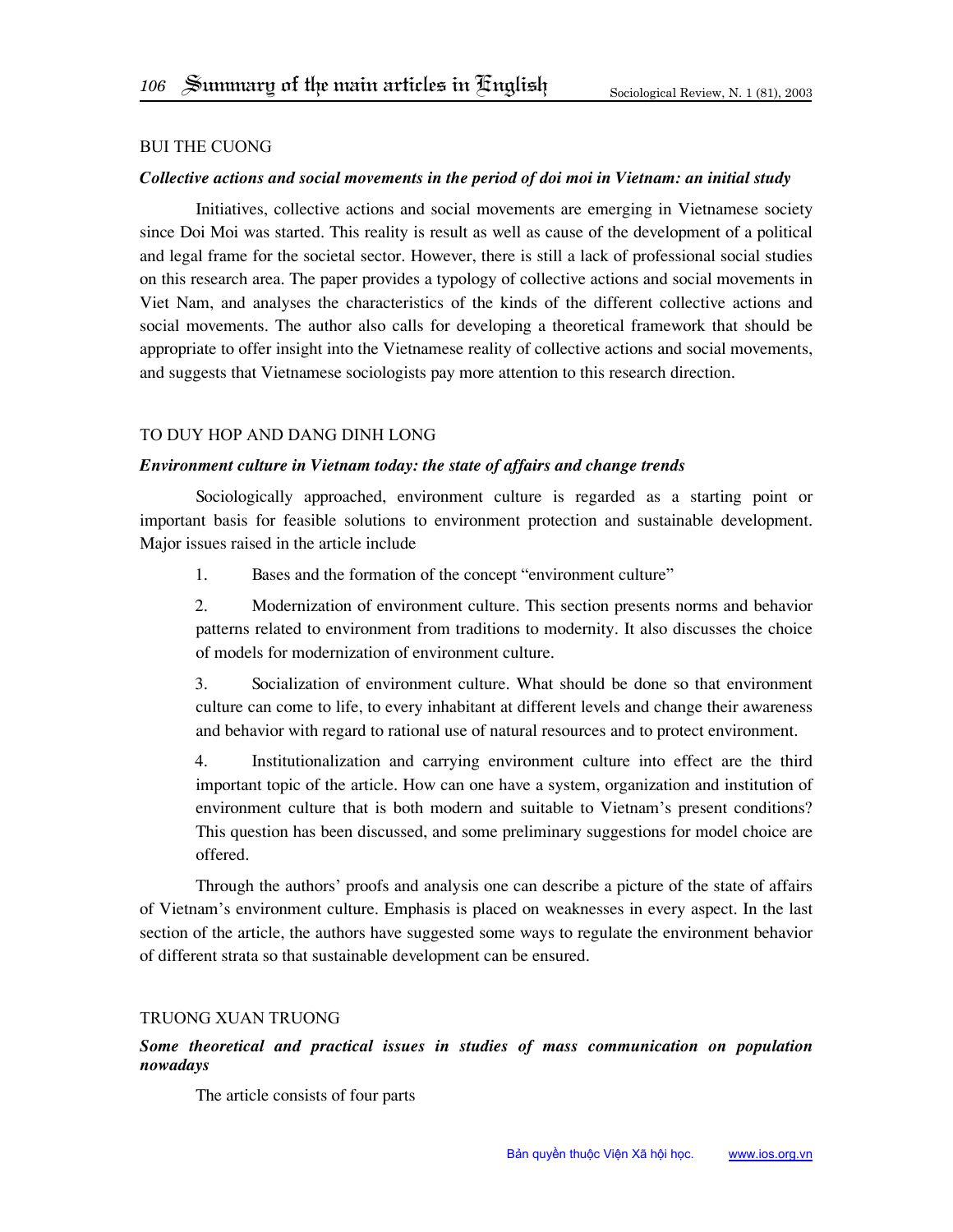BUI THE CUONG

***Collective actions and social movements in the period of doi moi in Vietnam: an initial study***

Initiatives, collective actions and social movements are emerging in Vietnamese society since Doi Moi was started. This reality is result as well as cause of the development of a political and legal frame for the societal sector. However, there is still a lack of professional social studies on this research area. The paper provides a typology of collective actions and social movements in Viet Nam, and analyses the characteristics of the kinds of the different collective actions and social movements. The author also calls for developing a theoretical framework that should be appropriate to offer insight into the Vietnamese reality of collective actions and social movements, and suggests that Vietnamese sociologists pay more attention to this research direction.

TO DUY HOP AND DANG DINH LONG

***Environment culture in Vietnam today: the state of affairs and change trends***

Sociologically approached, environment culture is regarded as a starting point or important basis for feasible solutions to environment protection and sustainable development. Major issues raised in the article include

1. Bases and the formation of the concept "environment culture"

2. Modernization of environment culture. This section presents norms and behavior patterns related to environment from traditions to modernity. It also discusses the choice of models for modernization of environment culture.

3. Socialization of environment culture. What should be done so that environment culture can come to life, to every inhabitant at different levels and change their awareness and behavior with regard to rational use of natural resources and to protect environment.

4. Institutionalization and carrying environment culture into effect are the third important topic of the article. How can one have a system, organization and institution of environment culture that is both modern and suitable to Vietnam's present conditions? This question has been discussed, and some preliminary suggestions for model choice are offered.

Through the authors' proofs and analysis one can describe a picture of the state of affairs of Vietnam's environment culture. Emphasis is placed on weaknesses in every aspect. In the last section of the article, the authors have suggested some ways to regulate the environment behavior of different strata so that sustainable development can be ensured.

TRUONG XUAN TRUONG

***Some theoretical and practical issues in studies of mass communication on population nowadays***

The article consists of four parts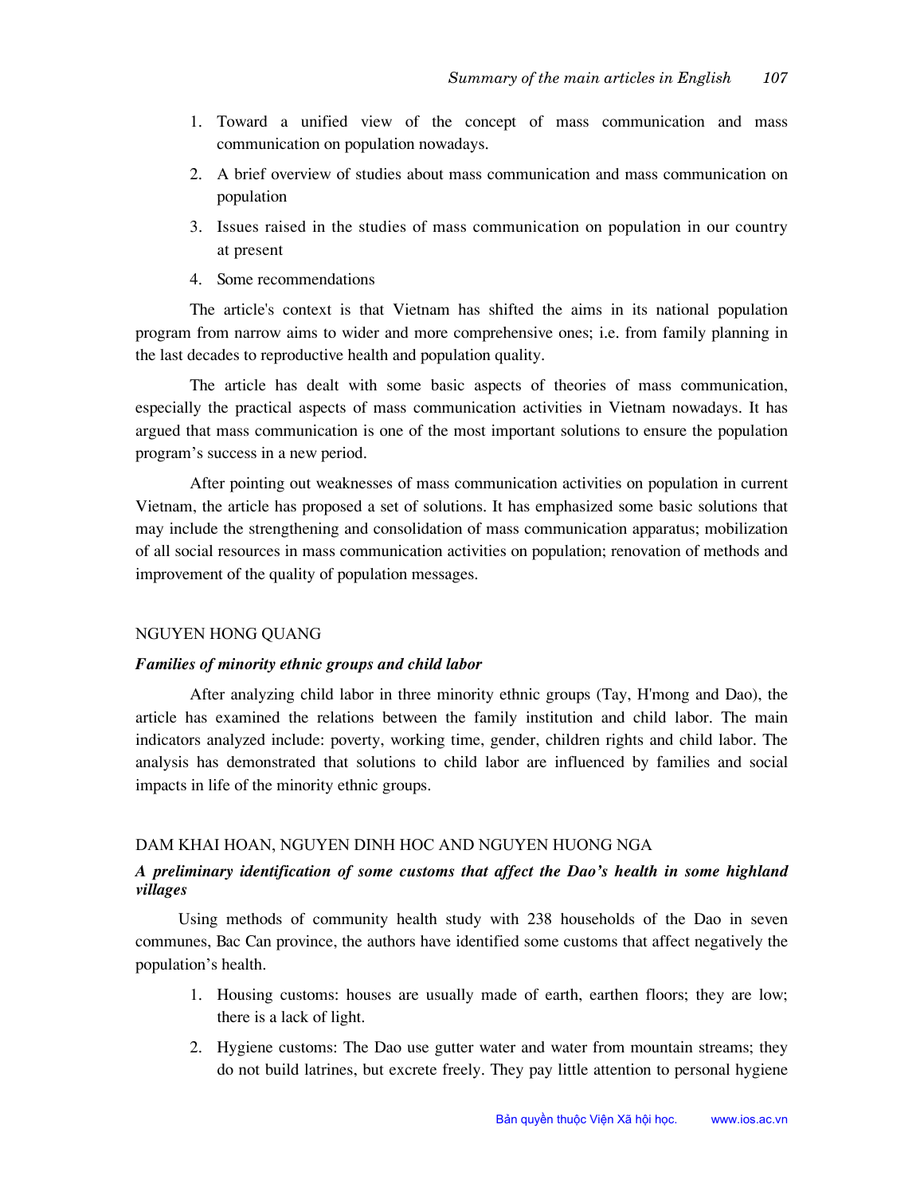1. Toward a unified view of the concept of mass communication and mass communication on population nowadays.
2. A brief overview of studies about mass communication and mass communication on population
3. Issues raised in the studies of mass communication on population in our country at present
4. Some recommendations

The article's context is that Vietnam has shifted the aims in its national population program from narrow aims to wider and more comprehensive ones; i.e. from family planning in the last decades to reproductive health and population quality.

The article has dealt with some basic aspects of theories of mass communication, especially the practical aspects of mass communication activities in Vietnam nowadays. It has argued that mass communication is one of the most important solutions to ensure the population program's success in a new period.

After pointing out weaknesses of mass communication activities on population in current Vietnam, the article has proposed a set of solutions. It has emphasized some basic solutions that may include the strengthening and consolidation of mass communication apparatus; mobilization of all social resources in mass communication activities on population; renovation of methods and improvement of the quality of population messages.

NGUYEN HONG QUANG

***Families of minority ethnic groups and child labor***

After analyzing child labor in three minority ethnic groups (Tay, H'mong and Dao), the article has examined the relations between the family institution and child labor. The main indicators analyzed include: poverty, working time, gender, children rights and child labor. The analysis has demonstrated that solutions to child labor are influenced by families and social impacts in life of the minority ethnic groups.

DAM KHAI HOAN, NGUYEN DINH HOC AND NGUYEN HUONG NGA

***A preliminary identification of some customs that affect the Dao's health in some highland villages***

Using methods of community health study with 238 households of the Dao in seven communes, Bac Can province, the authors have identified some customs that affect negatively the population's health.

1. Housing customs: houses are usually made of earth, earthen floors; they are low; there is a lack of light.
2. Hygiene customs: The Dao use gutter water and water from mountain streams; they do not build latrines, but excrete freely. They pay little attention to personal hygiene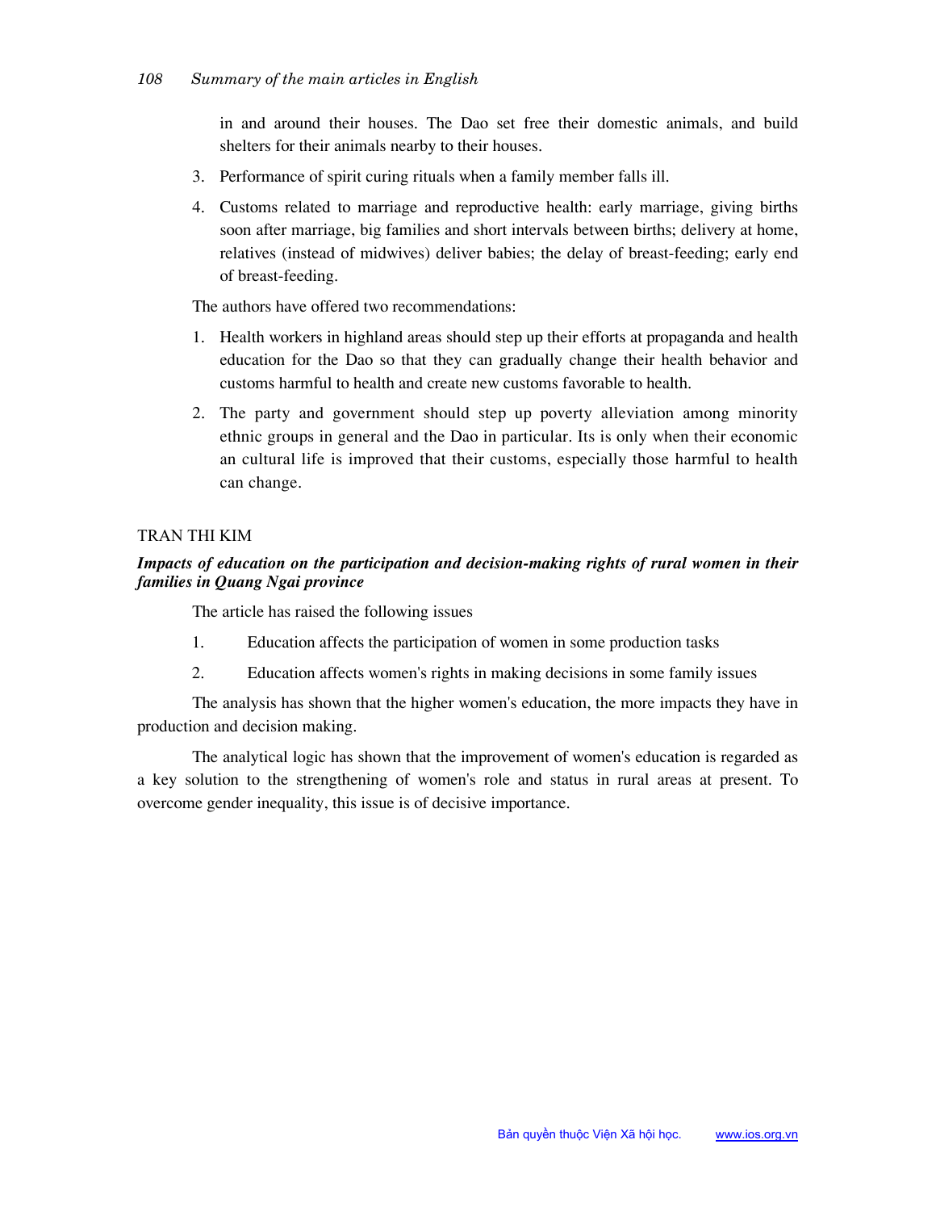in and around their houses. The Dao set free their domestic animals, and build shelters for their animals nearby to their houses.

3. Performance of spirit curing rituals when a family member falls ill.
4. Customs related to marriage and reproductive health: early marriage, giving births soon after marriage, big families and short intervals between births; delivery at home, relatives (instead of midwives) deliver babies; the delay of breast-feeding; early end of breast-feeding.

The authors have offered two recommendations:

1. Health workers in highland areas should step up their efforts at propaganda and health education for the Dao so that they can gradually change their health behavior and customs harmful to health and create new customs favorable to health.
2. The party and government should step up poverty alleviation among minority ethnic groups in general and the Dao in particular. Its is only when their economic an cultural life is improved that their customs, especially those harmful to health can change.

TRAN THI KIM

***Impacts of education on the participation and decision-making rights of rural women in their families in Quang Ngai province***

The article has raised the following issues

1. Education affects the participation of women in some production tasks
2. Education affects women's rights in making decisions in some family issues

The analysis has shown that the higher women's education, the more impacts they have in production and decision making.

The analytical logic has shown that the improvement of women's education is regarded as a key solution to the strengthening of women's role and status in rural areas at present. To overcome gender inequality, this issue is of decisive importance.